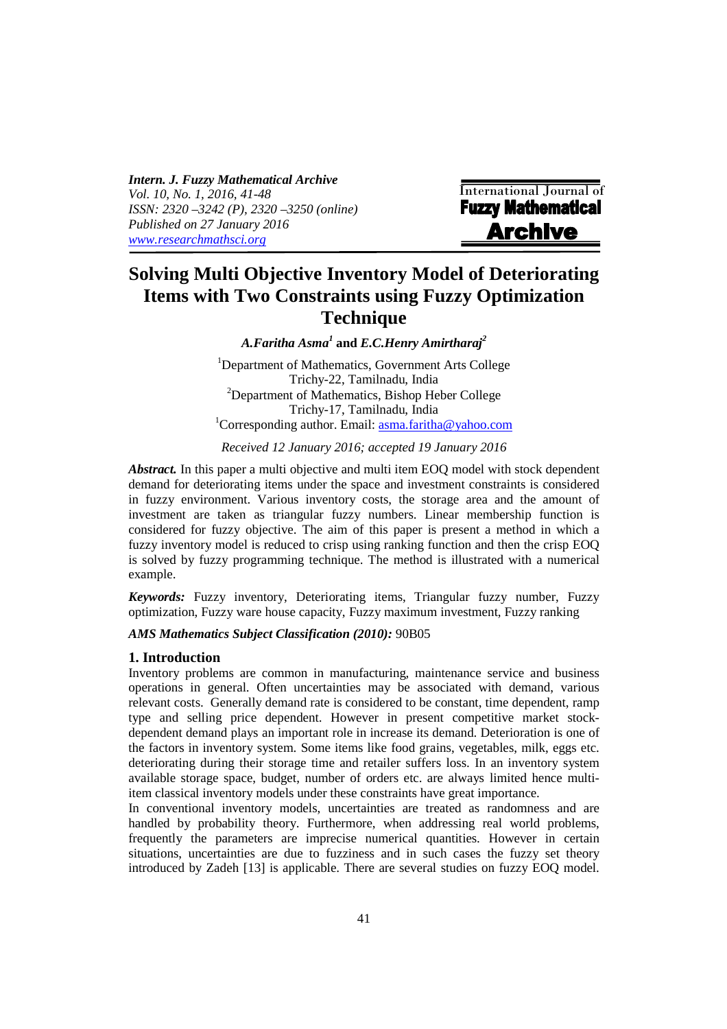# Solving Multi Objective Inventory Model of Deteriorating Items with Two Constraints using Fuzzy Optimization Technique

***A.Faritha Asma*[1] and *E.C.Henry Amirtharaj*[2]**

[1]Department of Mathematics, Government Arts College
Trichy-22, Tamilnadu, India
[2]Department of Mathematics, Bishop Heber College
Trichy-17, Tamilnadu, India
[1]Corresponding author. Email: asma.faritha@yahoo.com

*Received 12 January 2016; accepted 19 January 2016*

***Abstract.*** In this paper a multi objective and multi item EOQ model with stock dependent demand for deteriorating items under the space and investment constraints is considered in fuzzy environment. Various inventory costs, the storage area and the amount of investment are taken as triangular fuzzy numbers. Linear membership function is considered for fuzzy objective. The aim of this paper is present a method in which a fuzzy inventory model is reduced to crisp using ranking function and then the crisp EOQ is solved by fuzzy programming technique. The method is illustrated with a numerical example.

***Keywords:*** Fuzzy inventory, Deteriorating items, Triangular fuzzy number, Fuzzy optimization, Fuzzy ware house capacity, Fuzzy maximum investment, Fuzzy ranking

***AMS Mathematics Subject Classification (2010):*** 90B05

## 1. Introduction

Inventory problems are common in manufacturing, maintenance service and business operations in general. Often uncertainties may be associated with demand, various relevant costs. Generally demand rate is considered to be constant, time dependent, ramp type and selling price dependent. However in present competitive market stock-dependent demand plays an important role in increase its demand. Deterioration is one of the factors in inventory system. Some items like food grains, vegetables, milk, eggs etc. deteriorating during their storage time and retailer suffers loss. In an inventory system available storage space, budget, number of orders etc. are always limited hence multi-item classical inventory models under these constraints have great importance.

In conventional inventory models, uncertainties are treated as randomness and are handled by probability theory. Furthermore, when addressing real world problems, frequently the parameters are imprecise numerical quantities. However in certain situations, uncertainties are due to fuzziness and in such cases the fuzzy set theory introduced by Zadeh [13] is applicable. There are several studies on fuzzy EOQ model.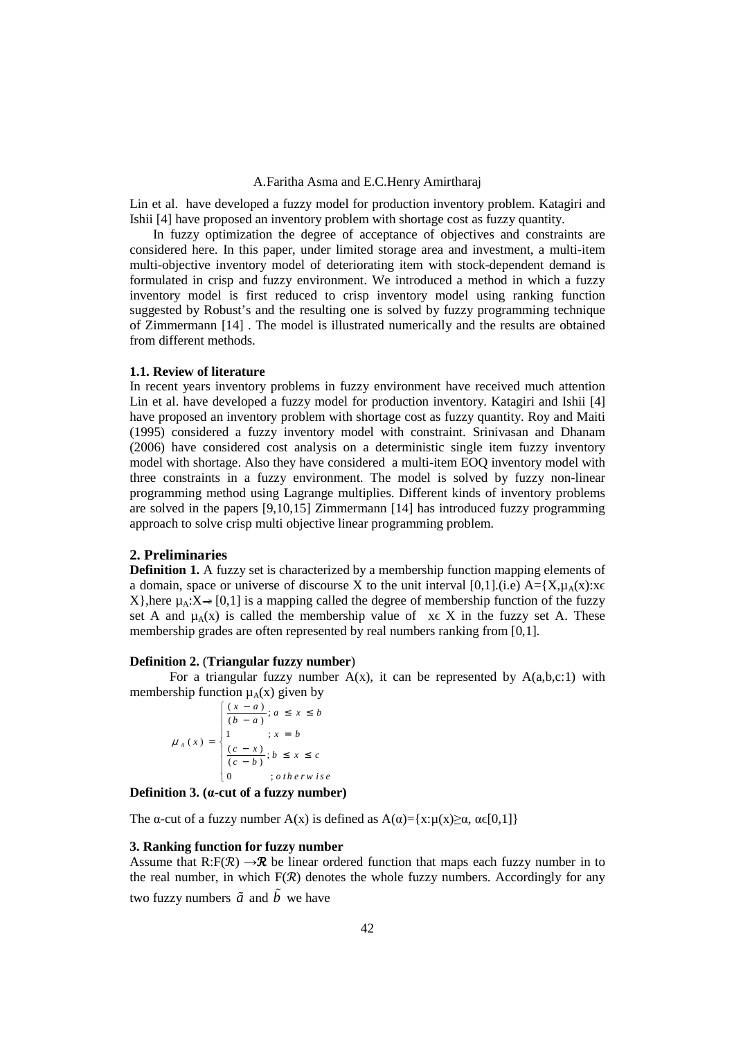Lin et al. have developed a fuzzy model for production inventory problem. Katagiri and Ishii [4] have proposed an inventory problem with shortage cost as fuzzy quantity.

In fuzzy optimization the degree of acceptance of objectives and constraints are considered here. In this paper, under limited storage area and investment, a multi-item multi-objective inventory model of deteriorating item with stock-dependent demand is formulated in crisp and fuzzy environment. We introduced a method in which a fuzzy inventory model is first reduced to crisp inventory model using ranking function suggested by Robust's and the resulting one is solved by fuzzy programming technique of Zimmermann [14] . The model is illustrated numerically and the results are obtained from different methods.

### 1.1. Review of literature

In recent years inventory problems in fuzzy environment have received much attention Lin et al. have developed a fuzzy model for production inventory. Katagiri and Ishii [4] have proposed an inventory problem with shortage cost as fuzzy quantity. Roy and Maiti (1995) considered a fuzzy inventory model with constraint. Srinivasan and Dhanam (2006) have considered cost analysis on a deterministic single item fuzzy inventory model with shortage. Also they have considered a multi-item EOQ inventory model with three constraints in a fuzzy environment. The model is solved by fuzzy non-linear programming method using Lagrange multiplies. Different kinds of inventory problems are solved in the papers [9,10,15] Zimmermann [14] has introduced fuzzy programming approach to solve crisp multi objective linear programming problem.

## 2. Preliminaries

**Definition 1.** A fuzzy set is characterized by a membership function mapping elements of a domain, space or universe of discourse X to the unit interval [0,1].(i.e) $A=\{X,\mu_A(x):x\epsilon X\}$,here $\mu_A:X\to[0,1]$ is a mapping called the degree of membership function of the fuzzy set A and $\mu_A(x)$ is called the membership value of $x\epsilon X$ in the fuzzy set A. These membership grades are often represented by real numbers ranking from [0,1].

**Definition 2.** (**Triangular fuzzy number**)

For a triangular fuzzy number A(x), it can be represented by A(a,b,c:1) with membership function $\mu_A(x)$ given by

$$\mu_A(x)=\begin{cases}\dfrac{(x-a)}{(b-a)}; & a\le x\le b\\ 1 & ; x=b\\ \dfrac{(c-x)}{(c-b)}; & b\le x\le c\\ 0 & ; otherwise\end{cases}$$

**Definition 3. (α-cut of a fuzzy number)**

The α-cut of a fuzzy number A(x) is defined as $A(\alpha)=\{x:\mu(x)\ge\alpha, \alpha\epsilon[0,1]\}$

### 3. Ranking function for fuzzy number

Assume that $R:F(\mathcal{R})\to\mathcal{R}$ be linear ordered function that maps each fuzzy number in to the real number, in which $F(\mathcal{R})$ denotes the whole fuzzy numbers. Accordingly for any two fuzzy numbers $\tilde{a}$ and $\tilde{b}$ we have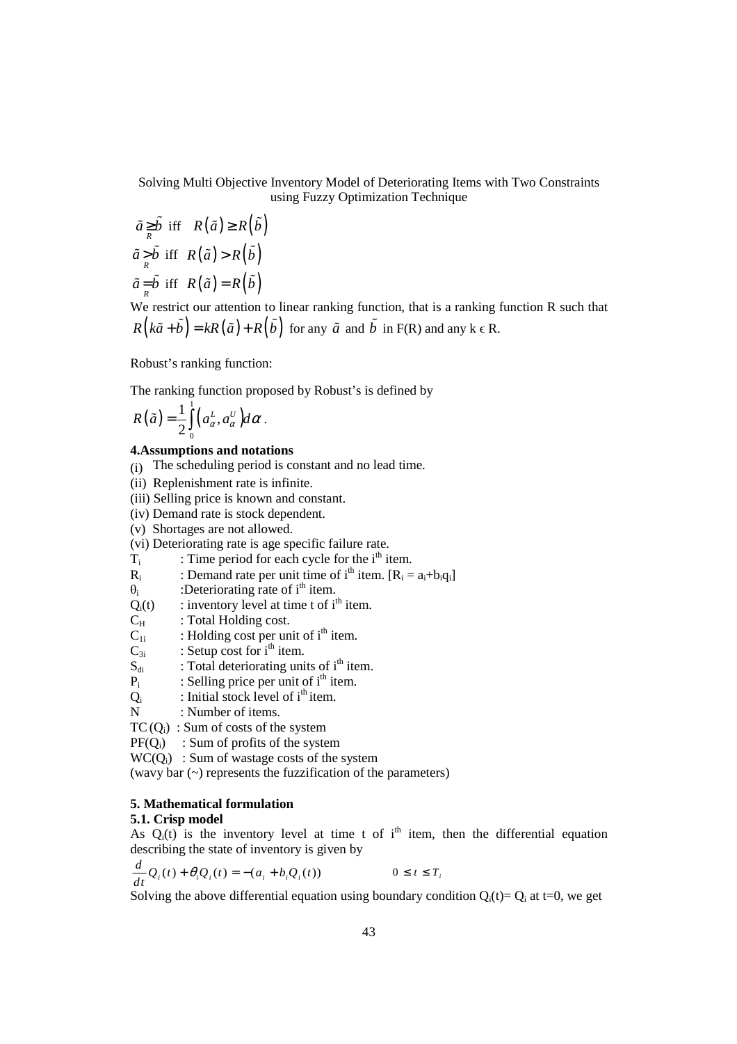$$\tilde{a} \underset{R}{\geq} \tilde{b} \text{ iff } R(\tilde{a}) \geq R(\tilde{b})$$

$$\tilde{a} \underset{R}{>} \tilde{b} \text{ iff } R(\tilde{a}) > R(\tilde{b})$$

$$\tilde{a} \underset{R}{=} \tilde{b} \text{ iff } R(\tilde{a}) = R(\tilde{b})$$

We restrict our attention to linear ranking function, that is a ranking function R such that $R(k\tilde{a} + \tilde{b}) = kR(\tilde{a}) + R(\tilde{b})$ for any $\tilde{a}$ and $\tilde{b}$ in F(R) and any k ϵ R.

Robust's ranking function:

The ranking function proposed by Robust's is defined by

$$R(\tilde{a}) = \frac{1}{2}\int_0^1 \left(a_\alpha^L, a_\alpha^U\right) d\alpha .$$

**4.Assumptions and notations**

(i) The scheduling period is constant and no lead time.
(ii) Replenishment rate is infinite.
(iii) Selling price is known and constant.
(iv) Demand rate is stock dependent.
(v) Shortages are not allowed.
(vi) Deteriorating rate is age specific failure rate.

$T_i$ : Time period for each cycle for the $i^{th}$ item.
$R_i$ : Demand rate per unit time of $i^{th}$ item. [$R_i = a_i + b_i q_i$]
$\theta_i$ : Deteriorating rate of $i^{th}$ item.
$Q_i(t)$ : inventory level at time t of $i^{th}$ item.
$C_H$ : Total Holding cost.
$C_{1i}$ : Holding cost per unit of $i^{th}$ item.
$C_{3i}$ : Setup cost for $i^{th}$ item.
$S_{di}$ : Total deteriorating units of $i^{th}$ item.
$P_i$ : Selling price per unit of $i^{th}$ item.
$Q_i$ : Initial stock level of $i^{th}$ item.
N : Number of items.
$TC(Q_i)$ : Sum of costs of the system
$PF(Q_i)$ : Sum of profits of the system
$WC(Q_i)$ : Sum of wastage costs of the system
(wavy bar (~) represents the fuzzification of the parameters)

**5. Mathematical formulation**

**5.1. Crisp model**

As $Q_i(t)$ is the inventory level at time t of $i^{th}$ item, then the differential equation describing the state of inventory is given by

$$\frac{d}{dt}Q_i(t) + \theta_i Q_i(t) = -(a_i + b_i Q_i(t)) \qquad 0 \leq t \leq T_i$$

Solving the above differential equation using boundary condition $Q_i(t) = Q_i$ at t=0, we get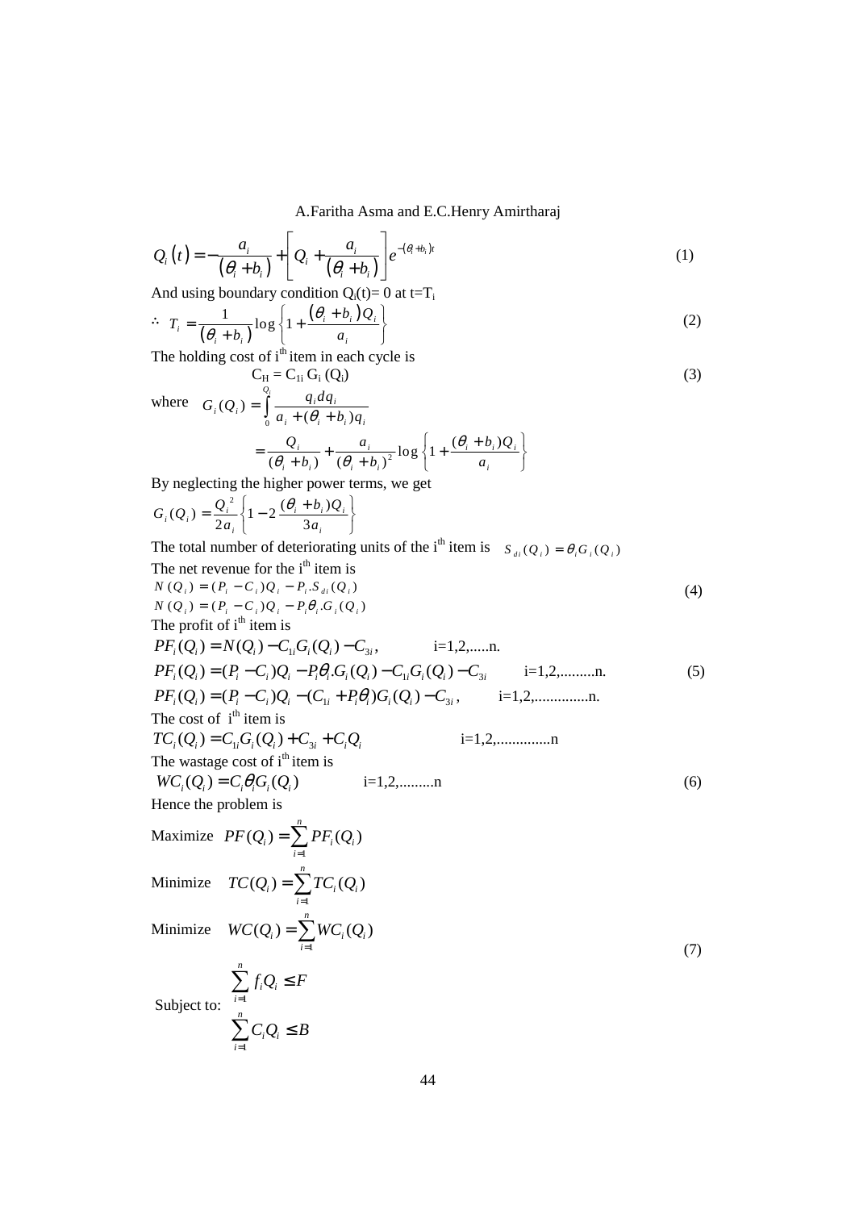$$Q_i(t) = -\frac{a_i}{(\theta_i + b_i)} + \left[ Q_i + \frac{a_i}{(\theta_i + b_i)} \right] e^{-(\theta_i + b_i)t} \tag{1}$$

And using boundary condition $Q_i(t) = 0$ at $t = T_i$

$$\therefore \; T_i = \frac{1}{(\theta_i + b_i)} \log \left\{ 1 + \frac{(\theta_i + b_i) Q_i}{a_i} \right\} \tag{2}$$

The holding cost of $i^{th}$ item in each cycle is

$$C_H = C_{1i}\, G_i(Q_i) \tag{3}$$

where $\quad G_i(Q_i) = \int_0^{Q_i} \frac{q_i \, dq_i}{a_i + (\theta_i + b_i) q_i}$

$$= \frac{Q_i}{(\theta_i + b_i)} + \frac{a_i}{(\theta_i + b_i)^2} \log \left\{ 1 + \frac{(\theta_i + b_i) Q_i}{a_i} \right\}$$

By neglecting the higher power terms, we get

$$G_i(Q_i) = \frac{Q_i^{\,2}}{2a_i} \left\{ 1 - 2\,\frac{(\theta_i + b_i) Q_i}{3a_i} \right\}$$

The total number of deteriorating units of the $i^{th}$ item is $\quad S_{di}(Q_i) = \theta_i G_i(Q_i)$

The net revenue for the $i^{th}$ item is

$$N(Q_i) = (P_i - C_i) Q_i - P_i . S_{di}(Q_i) \tag{4}$$

$$N(Q_i) = (P_i - C_i) Q_i - P_i \theta_i . G_i(Q_i)$$

The profit of $i^{th}$ item is

$$PF_i(Q_i) = N(Q_i) - C_{1i} G_i(Q_i) - C_{3i}, \qquad i=1,2,.....n.$$

$$PF_i(Q_i) = (P_i - C_i) Q_i - P_i \theta_i . G_i(Q_i) - C_{1i} G_i(Q_i) - C_{3i} \qquad i=1,2,.........n. \tag{5}$$

$$PF_i(Q_i) = (P_i - C_i) Q_i - (C_{1i} + P_i \theta_i) G_i(Q_i) - C_{3i}, \qquad i=1,2,..............n.$$

The cost of $i^{th}$ item is

$$TC_i(Q_i) = C_{1i} G_i(Q_i) + C_{3i} + C_i Q_i \qquad i=1,2,..............n$$

The wastage cost of $i^{th}$ item is

$$WC_i(Q_i) = C_i \theta_i G_i(Q_i) \qquad i=1,2,.........n \tag{6}$$

Hence the problem is

$$\text{Maximize} \quad PF(Q_i) = \sum_{i=1}^{n} PF_i(Q_i)$$

$$\text{Minimize} \quad TC(Q_i) = \sum_{i=1}^{n} TC_i(Q_i)$$

$$\text{Minimize} \quad WC(Q_i) = \sum_{i=1}^{n} WC_i(Q_i) \tag{7}$$

$$\text{Subject to:} \quad \sum_{i=1}^{n} f_i Q_i \le F$$

$$\sum_{i=1}^{n} C_i Q_i \le B$$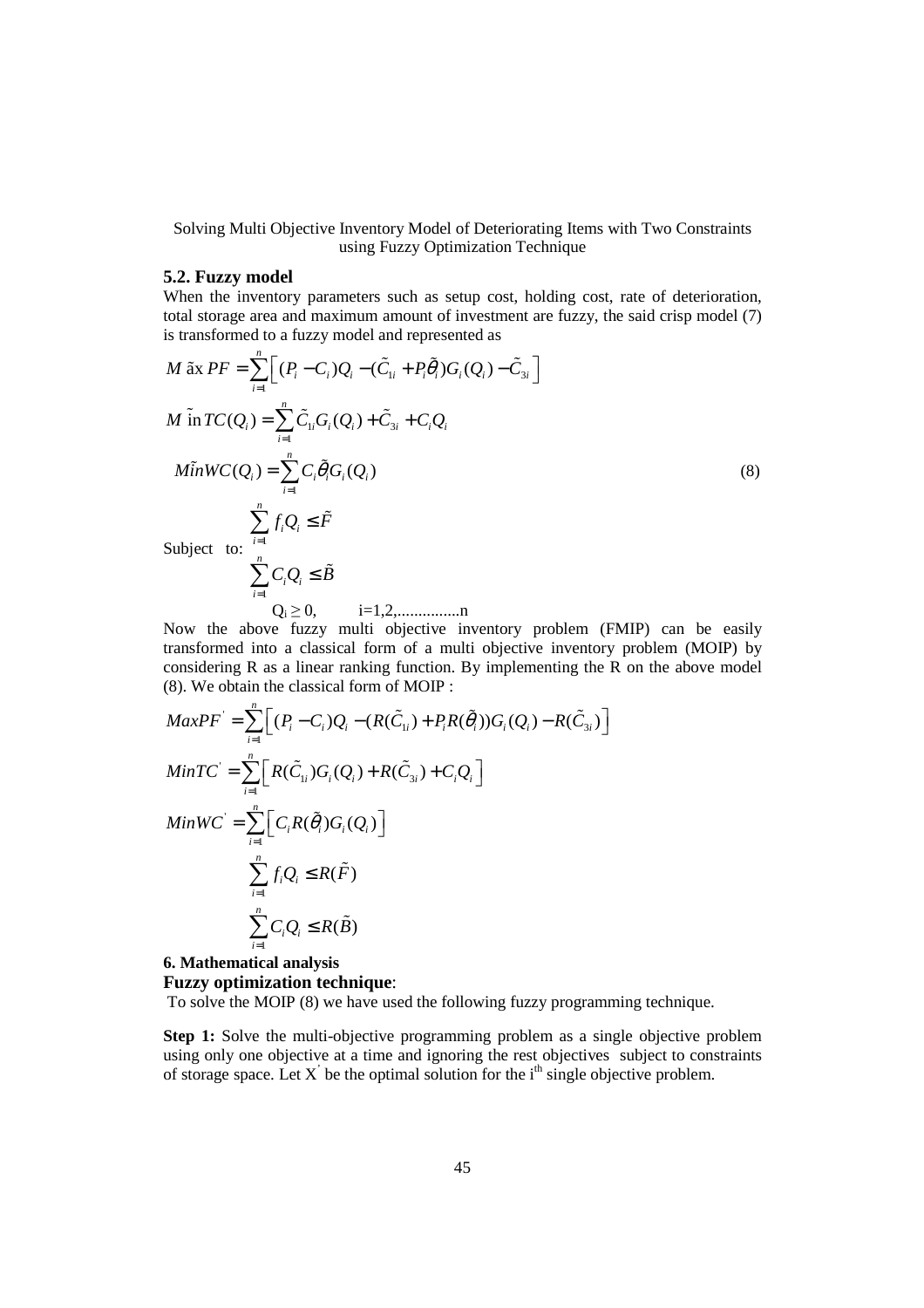### 5.2. Fuzzy model

When the inventory parameters such as setup cost, holding cost, rate of deterioration, total storage area and maximum amount of investment are fuzzy, the said crisp model (7) is transformed to a fuzzy model and represented as

$$
\begin{aligned}
&M\tilde{a}x\,PF = \sum_{i=1}^{n}\Big[(P_i - C_i)Q_i - (\tilde{C}_{1i} + P_i\tilde{\theta}_i)G_i(Q_i) - \tilde{C}_{3i}\Big] \\
&M\tilde{i}n\,TC(Q_i) = \sum_{i=1}^{n}\tilde{C}_{1i}G_i(Q_i) + \tilde{C}_{3i} + C_iQ_i \\
&M\tilde{i}nWC(Q_i) = \sum_{i=1}^{n}C_i\tilde{\theta}_iG_i(Q_i) \qquad (8)
\end{aligned}
$$

Subject to:

$$
\sum_{i=1}^{n} f_iQ_i \le \tilde{F}
$$

$$
\sum_{i=1}^{n} C_iQ_i \le \tilde{B}
$$

$$
Q_i \ge 0, \qquad i=1,2,...............n
$$

Now the above fuzzy multi objective inventory problem (FMIP) can be easily transformed into a classical form of a multi objective inventory problem (MOIP) by considering R as a linear ranking function. By implementing the R on the above model (8). We obtain the classical form of MOIP :

$$
\begin{aligned}
&MaxPF' = \sum_{i=1}^{n}\Big[(P_i - C_i)Q_i - (R(\tilde{C}_{1i}) + P_iR(\tilde{\theta}_i))G_i(Q_i) - R(\tilde{C}_{3i})\Big] \\
&MinTC' = \sum_{i=1}^{n}\Big[R(\tilde{C}_{1i})G_i(Q_i) + R(\tilde{C}_{3i}) + C_iQ_i\Big] \\
&MinWC' = \sum_{i=1}^{n}\Big[C_iR(\tilde{\theta}_i)G_i(Q_i)\Big] \\
&\sum_{i=1}^{n} f_iQ_i \le R(\tilde{F}) \\
&\sum_{i=1}^{n} C_iQ_i \le R(\tilde{B})
\end{aligned}
$$

### 6. Mathematical analysis

**Fuzzy optimization technique**:

To solve the MOIP (8) we have used the following fuzzy programming technique.

**Step 1:** Solve the multi-objective programming problem as a single objective problem using only one objective at a time and ignoring the rest objectives subject to constraints of storage space. Let $X'$ be the optimal solution for the $i^{th}$ single objective problem.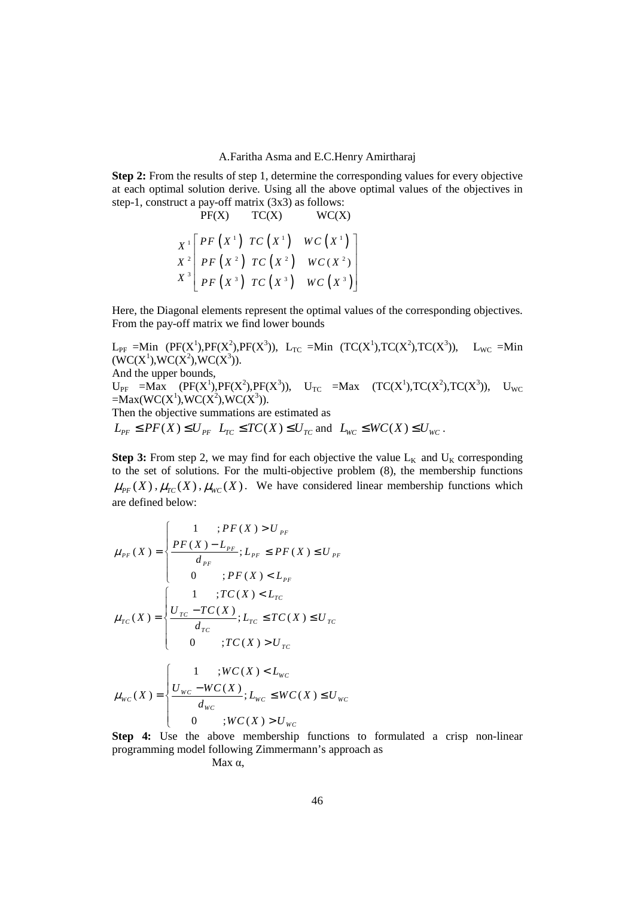**Step 2:** From the results of step 1, determine the corresponding values for every objective at each optimal solution derive. Using all the above optimal values of the objectives in step-1, construct a pay-off matrix (3x3) as follows:

$$\begin{array}{c} \\ X^1 \\ X^2 \\ X^3 \end{array} \begin{array}{c} \begin{array}{ccc} PF(X) & TC(X) & WC(X) \end{array} \\ \begin{bmatrix} PF\left(X^1\right) & TC\left(X^1\right) & WC\left(X^1\right) \\ PF\left(X^2\right) & TC\left(X^2\right) & WC(X^2) \\ PF\left(X^3\right) & TC\left(X^3\right) & WC\left(X^3\right) \end{bmatrix} \end{array}$$

Here, the Diagonal elements represent the optimal values of the corresponding objectives. From the pay-off matrix we find lower bounds

$L_{PF}$ =Min $(PF(X^1),PF(X^2),PF(X^3))$, $L_{TC}$ =Min $(TC(X^1),TC(X^2),TC(X^3))$, $L_{WC}$ =Min $(WC(X^1),WC(X^2),WC(X^3))$.

And the upper bounds,

$U_{PF}$ =Max $(PF(X^1),PF(X^2),PF(X^3))$, $U_{TC}$ =Max $(TC(X^1),TC(X^2),TC(X^3))$, $U_{WC}$ =Max$(WC(X^1),WC(X^2),WC(X^3))$.

Then the objective summations are estimated as

$L_{PF} \leq PF(X) \leq U_{PF}$ $L_{TC} \leq TC(X) \leq U_{TC}$ and $L_{WC} \leq WC(X) \leq U_{WC}$.

**Step 3:** From step 2, we may find for each objective the value $L_K$ and $U_K$ corresponding to the set of solutions. For the multi-objective problem (8), the membership functions $\mu_{PF}(X)$, $\mu_{TC}(X)$, $\mu_{WC}(X)$. We have considered linear membership functions which are defined below:

$$\mu_{PF}(X) = \begin{cases} 1 & ; PF(X) > U_{PF} \\ \dfrac{PF(X) - L_{PF}}{d_{PF}} & ; L_{PF} \leq PF(X) \leq U_{PF} \\ 0 & ; PF(X) < L_{PF} \end{cases}$$

$$\mu_{TC}(X) = \begin{cases} 1 & ; TC(X) < L_{TC} \\ \dfrac{U_{TC} - TC(X)}{d_{TC}} & ; L_{TC} \leq TC(X) \leq U_{TC} \\ 0 & ; TC(X) > U_{TC} \end{cases}$$

$$\mu_{WC}(X) = \begin{cases} 1 & ; WC(X) < L_{WC} \\ \dfrac{U_{WC} - WC(X)}{d_{WC}} & ; L_{WC} \leq WC(X) \leq U_{WC} \\ 0 & ; WC(X) > U_{WC} \end{cases}$$

**Step 4:** Use the above membership functions to formulated a crisp non-linear programming model following Zimmermann's approach as

Max α,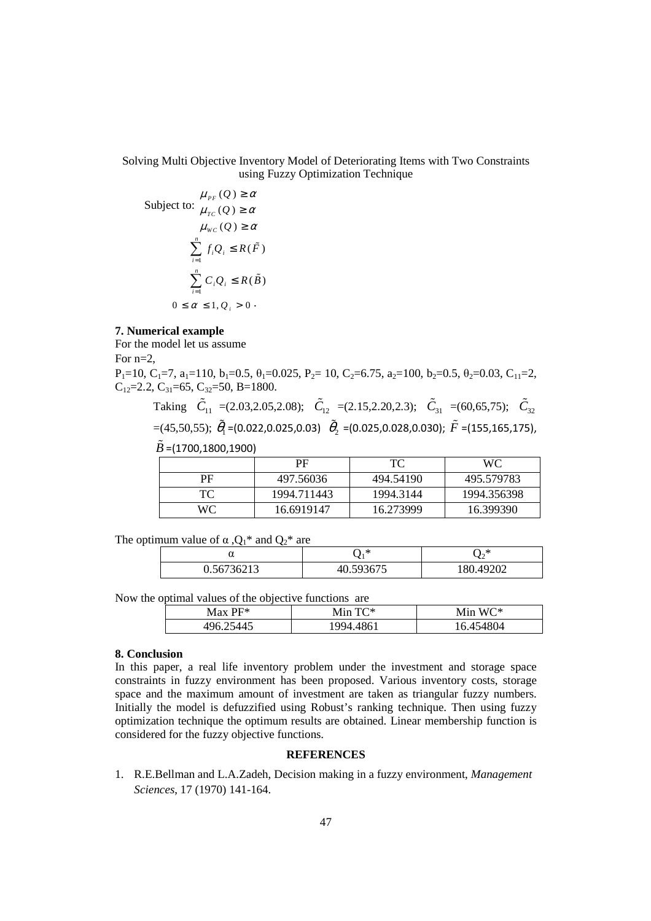Subject to:

$$\mu_{PF}(Q) \geq \alpha$$
$$\mu_{TC}(Q) \geq \alpha$$
$$\mu_{WC}(Q) \geq \alpha$$
$$\sum_{i=1}^{n} f_i Q_i \leq R(\tilde{F})$$
$$\sum_{i=1}^{n} C_i Q_i \leq R(\tilde{B})$$
$$0 \leq \alpha \leq 1, Q_i > 0 .$$

## 7. Numerical example

For the model let us assume

For n=2,

$P_1$=10, $C_1$=7, $a_1$=110, $b_1$=0.5, $\theta_1$=0.025, $P_2$= 10, $C_2$=6.75, $a_2$=100, $b_2$=0.5, $\theta_2$=0.03, $C_{11}$=2, $C_{12}$=2.2, $C_{31}$=65, $C_{32}$=50, B=1800.

Taking $\tilde{C}_{11}$ =(2.03,2.05,2.08); $\tilde{C}_{12}$ =(2.15,2.20,2.3); $\tilde{C}_{31}$ =(60,65,75); $\tilde{C}_{32}$ =(45,50,55); $\tilde{\theta}_1$=(0.022,0.025,0.03) $\tilde{\theta}_2$ =(0.025,0.028,0.030); $\tilde{F}$ =(155,165,175), $\tilde{B}$=(1700,1800,1900)

| | PF | TC | WC |
|---|---|---|---|
| PF | 497.56036 | 494.54190 | 495.579783 |
| TC | 1994.711443 | 1994.3144 | 1994.356398 |
| WC | 16.6919147 | 16.273999 | 16.399390 |

The optimum value of α ,$Q_1$* and $Q_2$* are

| α | $Q_1$* | $Q_2$* |
|---|---|---|
| 0.56736213 | 40.593675 | 180.49202 |

Now the optimal values of the objective functions are

| Max PF* | Min TC* | Min WC* |
|---|---|---|
| 496.25445 | 1994.4861 | 16.454804 |

## 8. Conclusion

In this paper, a real life inventory problem under the investment and storage space constraints in fuzzy environment has been proposed. Various inventory costs, storage space and the maximum amount of investment are taken as triangular fuzzy numbers. Initially the model is defuzzified using Robust's ranking technique. Then using fuzzy optimization technique the optimum results are obtained. Linear membership function is considered for the fuzzy objective functions.

## REFERENCES

1. R.E.Bellman and L.A.Zadeh, Decision making in a fuzzy environment, *Management Sciences*, 17 (1970) 141-164.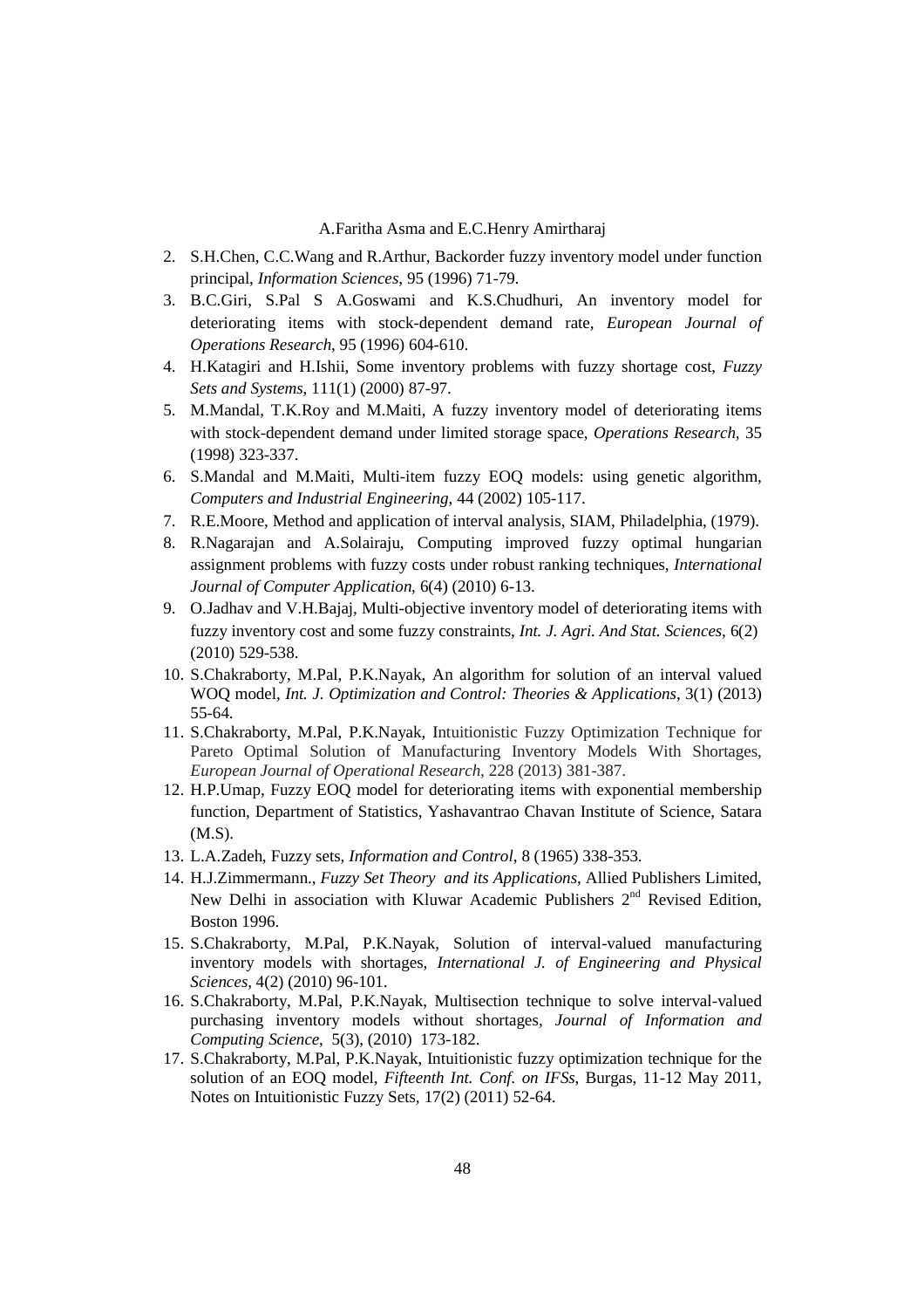2. S.H.Chen, C.C.Wang and R.Arthur, Backorder fuzzy inventory model under function principal, *Information Sciences*, 95 (1996) 71-79.
3. B.C.Giri, S.Pal S A.Goswami and K.S.Chudhuri, An inventory model for deteriorating items with stock-dependent demand rate, *European Journal of Operations Research*, 95 (1996) 604-610.
4. H.Katagiri and H.Ishii, Some inventory problems with fuzzy shortage cost, *Fuzzy Sets and Systems*, 111(1) (2000) 87-97.
5. M.Mandal, T.K.Roy and M.Maiti, A fuzzy inventory model of deteriorating items with stock-dependent demand under limited storage space, *Operations Research*, 35 (1998) 323-337.
6. S.Mandal and M.Maiti, Multi-item fuzzy EOQ models: using genetic algorithm, *Computers and Industrial Engineering*, 44 (2002) 105-117.
7. R.E.Moore, Method and application of interval analysis, SIAM, Philadelphia, (1979).
8. R.Nagarajan and A.Solairaju, Computing improved fuzzy optimal hungarian assignment problems with fuzzy costs under robust ranking techniques, *International Journal of Computer Application*, 6(4) (2010) 6-13.
9. O.Jadhav and V.H.Bajaj, Multi-objective inventory model of deteriorating items with fuzzy inventory cost and some fuzzy constraints, *Int. J. Agri. And Stat. Sciences*, 6(2) (2010) 529-538.
10. S.Chakraborty, M.Pal, P.K.Nayak, An algorithm for solution of an interval valued WOQ model, *Int. J. Optimization and Control: Theories & Applications*, 3(1) (2013) 55-64.
11. S.Chakraborty, M.Pal, P.K.Nayak, Intuitionistic Fuzzy Optimization Technique for Pareto Optimal Solution of Manufacturing Inventory Models With Shortages, *European Journal of Operational Research*, 228 (2013) 381-387.
12. H.P.Umap, Fuzzy EOQ model for deteriorating items with exponential membership function, Department of Statistics, Yashavantrao Chavan Institute of Science, Satara (M.S).
13. L.A.Zadeh, Fuzzy sets, *Information and Control*, 8 (1965) 338-353.
14. H.J.Zimmermann., *Fuzzy Set Theory and its Applications*, Allied Publishers Limited, New Delhi in association with Kluwar Academic Publishers 2nd Revised Edition, Boston 1996.
15. S.Chakraborty, M.Pal, P.K.Nayak, Solution of interval-valued manufacturing inventory models with shortages, *International J. of Engineering and Physical Sciences*, 4(2) (2010) 96-101.
16. S.Chakraborty, M.Pal, P.K.Nayak, Multisection technique to solve interval-valued purchasing inventory models without shortages, *Journal of Information and Computing Science*, 5(3), (2010) 173-182.
17. S.Chakraborty, M.Pal, P.K.Nayak, Intuitionistic fuzzy optimization technique for the solution of an EOQ model, *Fifteenth Int. Conf. on IFSs*, Burgas, 11-12 May 2011, Notes on Intuitionistic Fuzzy Sets, 17(2) (2011) 52-64.